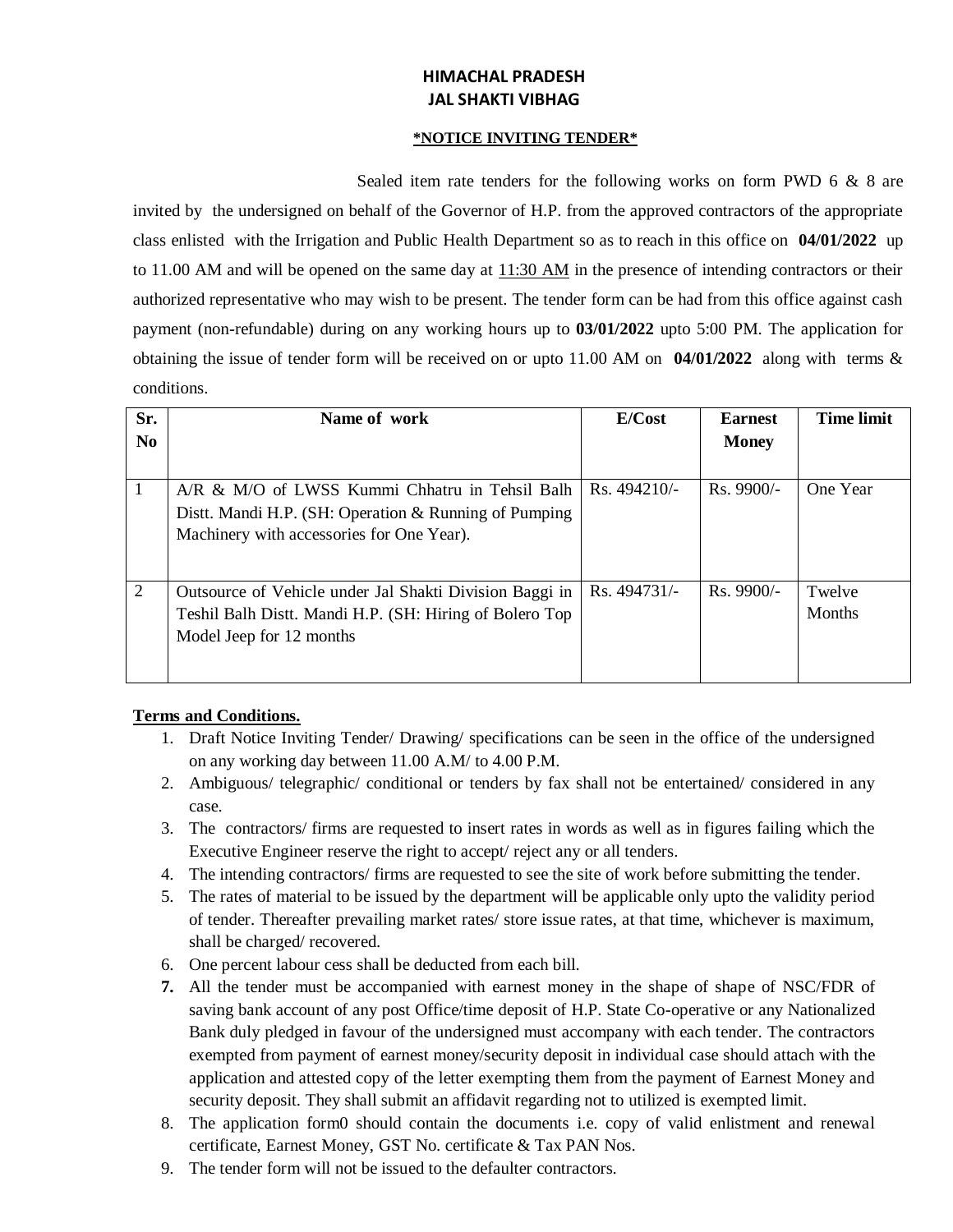# HIMACHAL PRADESH
# JAL SHAKTI VIBHAG

**\*NOTICE INVITING TENDER\***

Sealed item rate tenders for the following works on form PWD 6 & 8 are invited by the undersigned on behalf of the Governor of H.P. from the approved contractors of the appropriate class enlisted with the Irrigation and Public Health Department so as to reach in this office on **04/01/2022** up to 11.00 AM and will be opened on the same day at 11:30 AM in the presence of intending contractors or their authorized representative who may wish to be present. The tender form can be had from this office against cash payment (non-refundable) during on any working hours up to **03/01/2022** upto 5:00 PM. The application for obtaining the issue of tender form will be received on or upto 11.00 AM on **04/01/2022** along with terms & conditions.

| Sr. No | Name of work | E/Cost | Earnest Money | Time limit |
|---|---|---|---|---|
| 1 | A/R & M/O of LWSS Kummi Chhatru in Tehsil Balh Distt. Mandi H.P. (SH: Operation & Running of Pumping Machinery with accessories for One Year). | Rs. 494210/- | Rs. 9900/- | One Year |
| 2 | Outsource of Vehicle under Jal Shakti Division Baggi in Teshil Balh Distt. Mandi H.P. (SH: Hiring of Bolero Top Model Jeep for 12 months | Rs. 494731/- | Rs. 9900/- | Twelve Months |

**Terms and Conditions.**

1. Draft Notice Inviting Tender/ Drawing/ specifications can be seen in the office of the undersigned on any working day between 11.00 A.M/ to 4.00 P.M.
2. Ambiguous/ telegraphic/ conditional or tenders by fax shall not be entertained/ considered in any case.
3. The contractors/ firms are requested to insert rates in words as well as in figures failing which the Executive Engineer reserve the right to accept/ reject any or all tenders.
4. The intending contractors/ firms are requested to see the site of work before submitting the tender.
5. The rates of material to be issued by the department will be applicable only upto the validity period of tender. Thereafter prevailing market rates/ store issue rates, at that time, whichever is maximum, shall be charged/ recovered.
6. One percent labour cess shall be deducted from each bill.
7. All the tender must be accompanied with earnest money in the shape of shape of NSC/FDR of saving bank account of any post Office/time deposit of H.P. State Co-operative or any Nationalized Bank duly pledged in favour of the undersigned must accompany with each tender. The contractors exempted from payment of earnest money/security deposit in individual case should attach with the application and attested copy of the letter exempting them from the payment of Earnest Money and security deposit. They shall submit an affidavit regarding not to utilized is exempted limit.
8. The application form0 should contain the documents i.e. copy of valid enlistment and renewal certificate, Earnest Money, GST No. certificate & Tax PAN Nos.
9. The tender form will not be issued to the defaulter contractors.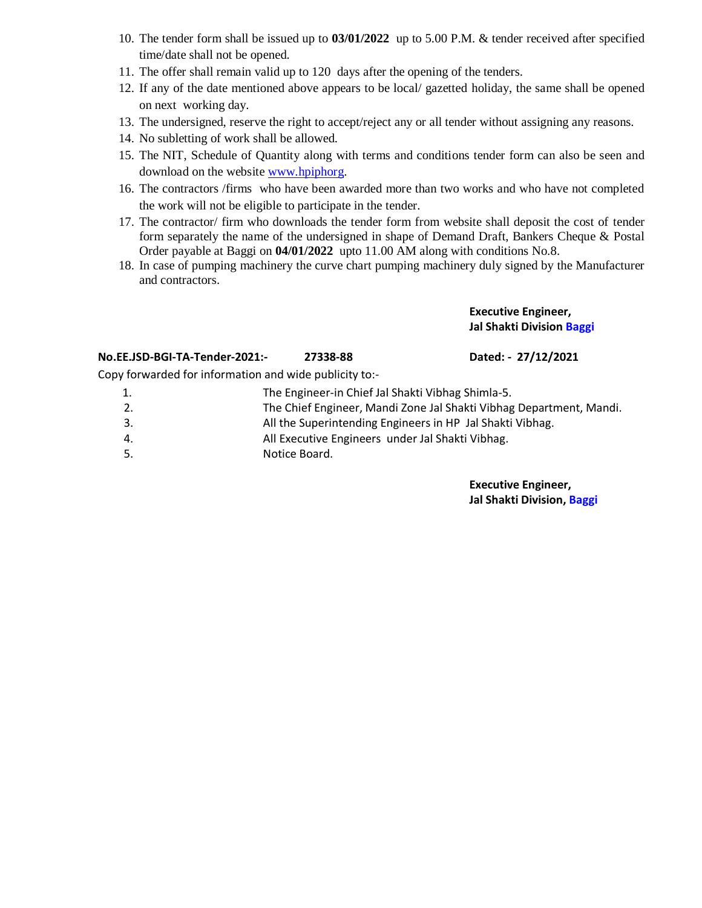10. The tender form shall be issued up to **03/01/2022** up to 5.00 P.M. & tender received after specified time/date shall not be opened.
11. The offer shall remain valid up to 120 days after the opening of the tenders.
12. If any of the date mentioned above appears to be local/ gazetted holiday, the same shall be opened on next working day.
13. The undersigned, reserve the right to accept/reject any or all tender without assigning any reasons.
14. No subletting of work shall be allowed.
15. The NIT, Schedule of Quantity along with terms and conditions tender form can also be seen and download on the website www.hpiphorg.
16. The contractors /firms who have been awarded more than two works and who have not completed the work will not be eligible to participate in the tender.
17. The contractor/ firm who downloads the tender form from website shall deposit the cost of tender form separately the name of the undersigned in shape of Demand Draft, Bankers Cheque & Postal Order payable at Baggi on **04/01/2022** upto 11.00 AM along with conditions No.8.
18. In case of pumping machinery the curve chart pumping machinery duly signed by the Manufacturer and contractors.

**Executive Engineer,**
**Jal Shakti Division Baggi**

**No.EE.JSD-BGI-TA-Tender-2021:- 27338-88** **Dated: - 27/12/2021**

Copy forwarded for information and wide publicity to:-

1. The Engineer-in Chief Jal Shakti Vibhag Shimla-5.
2. The Chief Engineer, Mandi Zone Jal Shakti Vibhag Department, Mandi.
3. All the Superintending Engineers in HP Jal Shakti Vibhag.
4. All Executive Engineers under Jal Shakti Vibhag.
5. Notice Board.

**Executive Engineer,**
**Jal Shakti Division, Baggi**